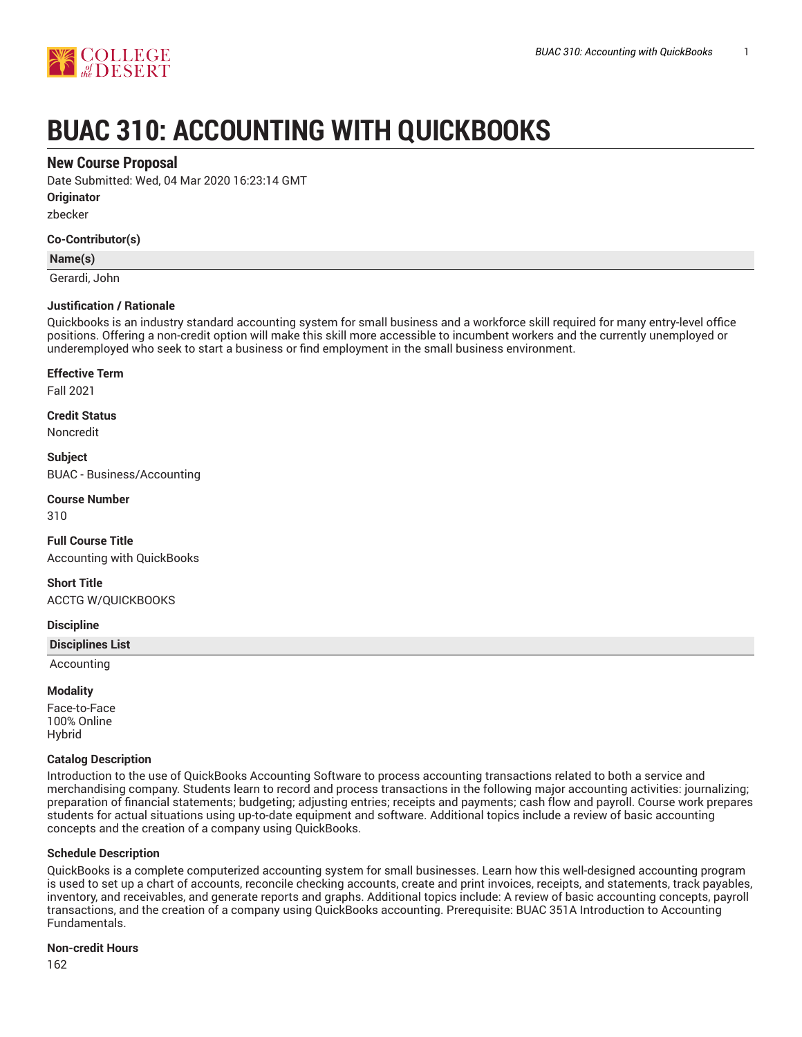# BUAC 310: ACCOUNTING WITH QUICKBOOKS

## New Course Proposal

Date Submitted: Wed, 04 Mar 2020 16:23:14 GMT

**Originator**

zbecker

**Co-Contributor(s)**

| Name(s) |
| --- |
| Gerardi, John |

**Justification / Rationale**

Quickbooks is an industry standard accounting system for small business and a workforce skill required for many entry-level office positions. Offering a non-credit option will make this skill more accessible to incumbent workers and the currently unemployed or underemployed who seek to start a business or find employment in the small business environment.

**Effective Term**

Fall 2021

**Credit Status**

Noncredit

**Subject**

BUAC - Business/Accounting

**Course Number**

310

**Full Course Title**

Accounting with QuickBooks

**Short Title**

ACCTG W/QUICKBOOKS

**Discipline**

| Disciplines List |
| --- |
| Accounting |

**Modality**

Face-to-Face
100% Online
Hybrid

**Catalog Description**

Introduction to the use of QuickBooks Accounting Software to process accounting transactions related to both a service and merchandising company. Students learn to record and process transactions in the following major accounting activities: journalizing; preparation of financial statements; budgeting; adjusting entries; receipts and payments; cash flow and payroll. Course work prepares students for actual situations using up-to-date equipment and software. Additional topics include a review of basic accounting concepts and the creation of a company using QuickBooks.

**Schedule Description**

QuickBooks is a complete computerized accounting system for small businesses. Learn how this well-designed accounting program is used to set up a chart of accounts, reconcile checking accounts, create and print invoices, receipts, and statements, track payables, inventory, and receivables, and generate reports and graphs. Additional topics include: A review of basic accounting concepts, payroll transactions, and the creation of a company using QuickBooks accounting. Prerequisite: BUAC 351A Introduction to Accounting Fundamentals.

**Non-credit Hours**

162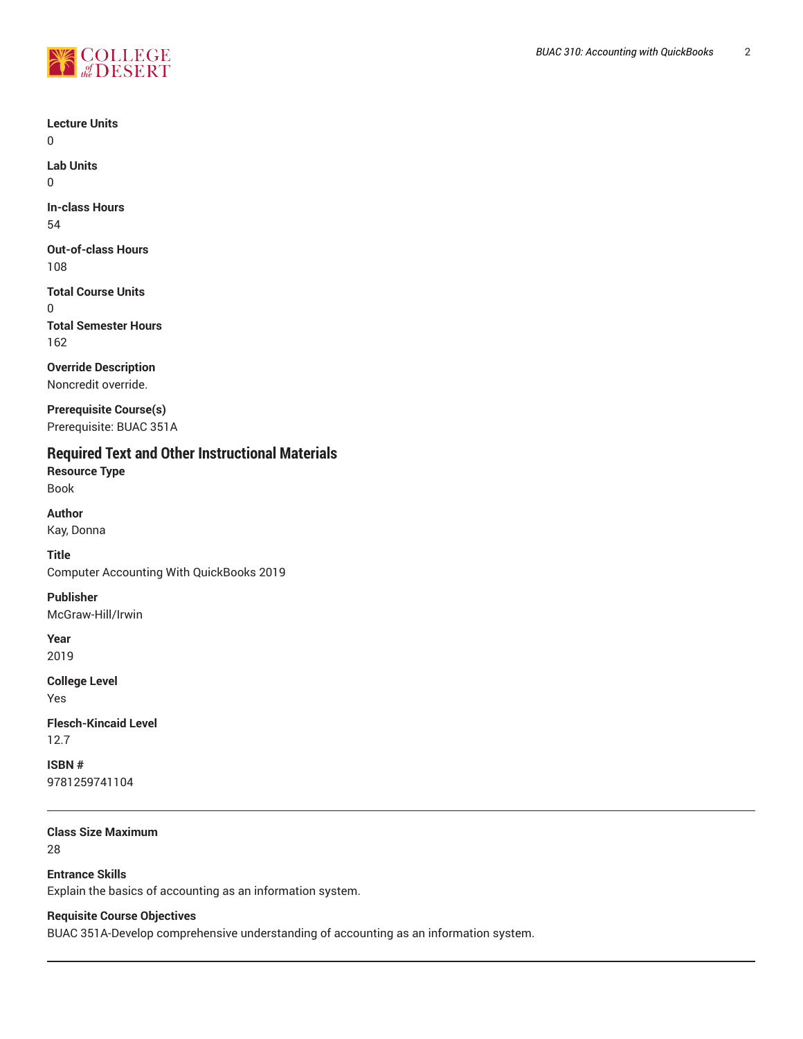**Lecture Units**
0

**Lab Units**
0

**In-class Hours**
54

**Out-of-class Hours**
108

**Total Course Units**
0

**Total Semester Hours**
162

**Override Description**
Noncredit override.

**Prerequisite Course(s)**
Prerequisite: BUAC 351A

## Required Text and Other Instructional Materials

**Resource Type**
Book

**Author**
Kay, Donna

**Title**
Computer Accounting With QuickBooks 2019

**Publisher**
McGraw-Hill/Irwin

**Year**
2019

**College Level**
Yes

**Flesch-Kincaid Level**
12.7

**ISBN #**
9781259741104

---

**Class Size Maximum**
28

**Entrance Skills**
Explain the basics of accounting as an information system.

**Requisite Course Objectives**
BUAC 351A-Develop comprehensive understanding of accounting as an information system.

---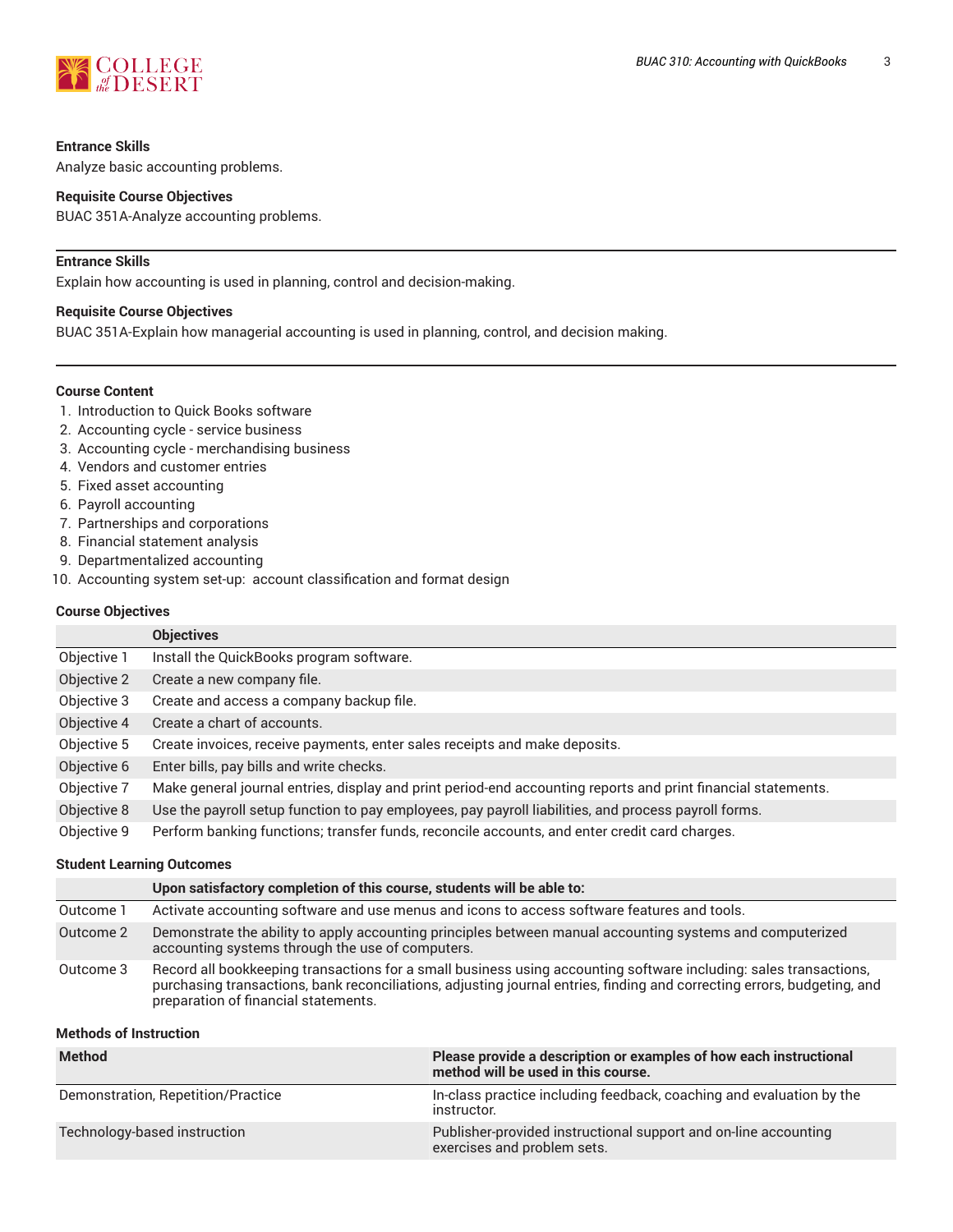**Entrance Skills**

Analyze basic accounting problems.

**Requisite Course Objectives**

BUAC 351A-Analyze accounting problems.

---

**Entrance Skills**

Explain how accounting is used in planning, control and decision-making.

**Requisite Course Objectives**

BUAC 351A-Explain how managerial accounting is used in planning, control, and decision making.

---

**Course Content**

1. Introduction to Quick Books software
2. Accounting cycle - service business
3. Accounting cycle - merchandising business
4. Vendors and customer entries
5. Fixed asset accounting
6. Payroll accounting
7. Partnerships and corporations
8. Financial statement analysis
9. Departmentalized accounting
10. Accounting system set-up: account classification and format design

**Course Objectives**

| | Objectives |
|---|---|
| Objective 1 | Install the QuickBooks program software. |
| Objective 2 | Create a new company file. |
| Objective 3 | Create and access a company backup file. |
| Objective 4 | Create a chart of accounts. |
| Objective 5 | Create invoices, receive payments, enter sales receipts and make deposits. |
| Objective 6 | Enter bills, pay bills and write checks. |
| Objective 7 | Make general journal entries, display and print period-end accounting reports and print financial statements. |
| Objective 8 | Use the payroll setup function to pay employees, pay payroll liabilities, and process payroll forms. |
| Objective 9 | Perform banking functions; transfer funds, reconcile accounts, and enter credit card charges. |

**Student Learning Outcomes**

| | Upon satisfactory completion of this course, students will be able to: |
|---|---|
| Outcome 1 | Activate accounting software and use menus and icons to access software features and tools. |
| Outcome 2 | Demonstrate the ability to apply accounting principles between manual accounting systems and computerized accounting systems through the use of computers. |
| Outcome 3 | Record all bookkeeping transactions for a small business using accounting software including: sales transactions, purchasing transactions, bank reconciliations, adjusting journal entries, finding and correcting errors, budgeting, and preparation of financial statements. |

**Methods of Instruction**

| Method | Please provide a description or examples of how each instructional method will be used in this course. |
|---|---|
| Demonstration, Repetition/Practice | In-class practice including feedback, coaching and evaluation by the instructor. |
| Technology-based instruction | Publisher-provided instructional support and on-line accounting exercises and problem sets. |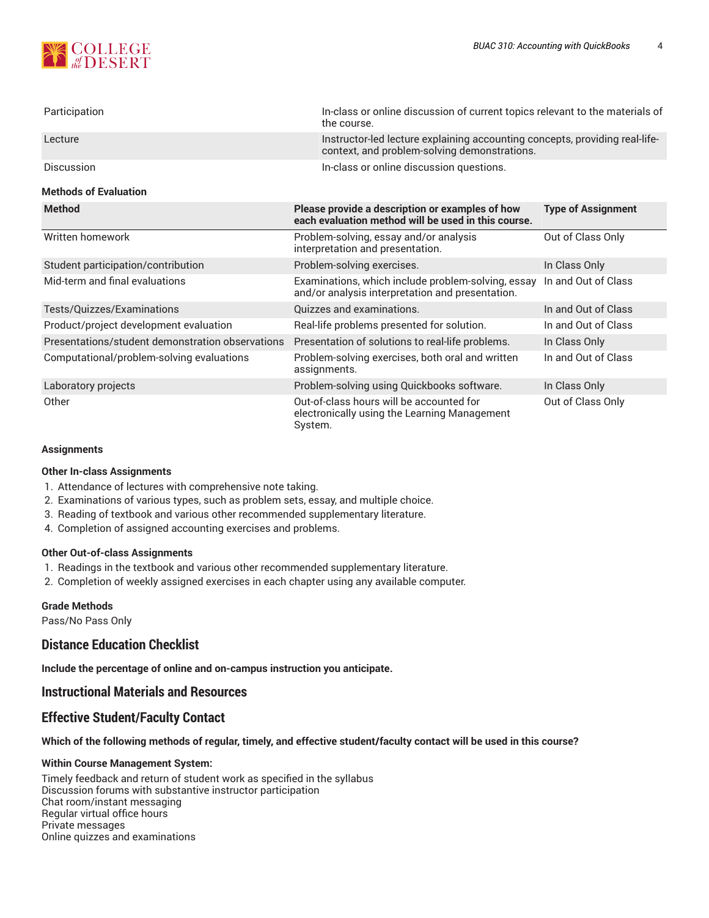| | |
|---|---|
| Participation | In-class or online discussion of current topics relevant to the materials of the course. |
| Lecture | Instructor-led lecture explaining accounting concepts, providing real-life-context, and problem-solving demonstrations. |
| Discussion | In-class or online discussion questions. |

**Methods of Evaluation**

| Method | Please provide a description or examples of how each evaluation method will be used in this course. | Type of Assignment |
|---|---|---|
| Written homework | Problem-solving, essay and/or analysis interpretation and presentation. | Out of Class Only |
| Student participation/contribution | Problem-solving exercises. | In Class Only |
| Mid-term and final evaluations | Examinations, which include problem-solving, essay and/or analysis interpretation and presentation. | In and Out of Class |
| Tests/Quizzes/Examinations | Quizzes and examinations. | In and Out of Class |
| Product/project development evaluation | Real-life problems presented for solution. | In and Out of Class |
| Presentations/student demonstration observations | Presentation of solutions to real-life problems. | In Class Only |
| Computational/problem-solving evaluations | Problem-solving exercises, both oral and written assignments. | In and Out of Class |
| Laboratory projects | Problem-solving using Quickbooks software. | In Class Only |
| Other | Out-of-class hours will be accounted for electronically using the Learning Management System. | Out of Class Only |

**Assignments**

**Other In-class Assignments**

1. Attendance of lectures with comprehensive note taking.
2. Examinations of various types, such as problem sets, essay, and multiple choice.
3. Reading of textbook and various other recommended supplementary literature.
4. Completion of assigned accounting exercises and problems.

**Other Out-of-class Assignments**

1. Readings in the textbook and various other recommended supplementary literature.
2. Completion of weekly assigned exercises in each chapter using any available computer.

**Grade Methods**

Pass/No Pass Only

## Distance Education Checklist

**Include the percentage of online and on-campus instruction you anticipate.**

## Instructional Materials and Resources

## Effective Student/Faculty Contact

**Which of the following methods of regular, timely, and effective student/faculty contact will be used in this course?**

**Within Course Management System:**

Timely feedback and return of student work as specified in the syllabus
Discussion forums with substantive instructor participation
Chat room/instant messaging
Regular virtual office hours
Private messages
Online quizzes and examinations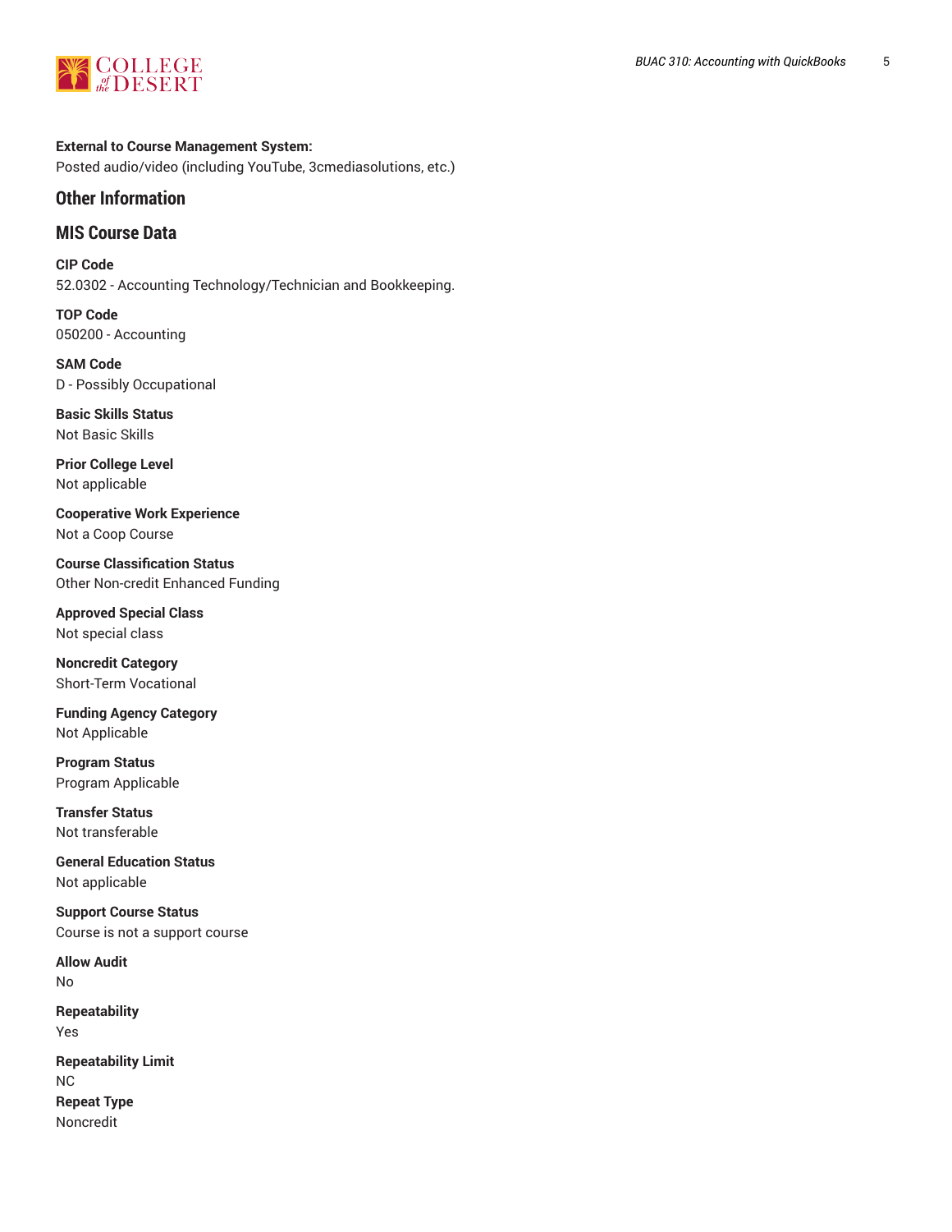**External to Course Management System:**
Posted audio/video (including YouTube, 3cmediasolutions, etc.)

## Other Information

## MIS Course Data

**CIP Code**
52.0302 - Accounting Technology/Technician and Bookkeeping.

**TOP Code**
050200 - Accounting

**SAM Code**
D - Possibly Occupational

**Basic Skills Status**
Not Basic Skills

**Prior College Level**
Not applicable

**Cooperative Work Experience**
Not a Coop Course

**Course Classification Status**
Other Non-credit Enhanced Funding

**Approved Special Class**
Not special class

**Noncredit Category**
Short-Term Vocational

**Funding Agency Category**
Not Applicable

**Program Status**
Program Applicable

**Transfer Status**
Not transferable

**General Education Status**
Not applicable

**Support Course Status**
Course is not a support course

**Allow Audit**
No

**Repeatability**
Yes

**Repeatability Limit**
NC

**Repeat Type**
Noncredit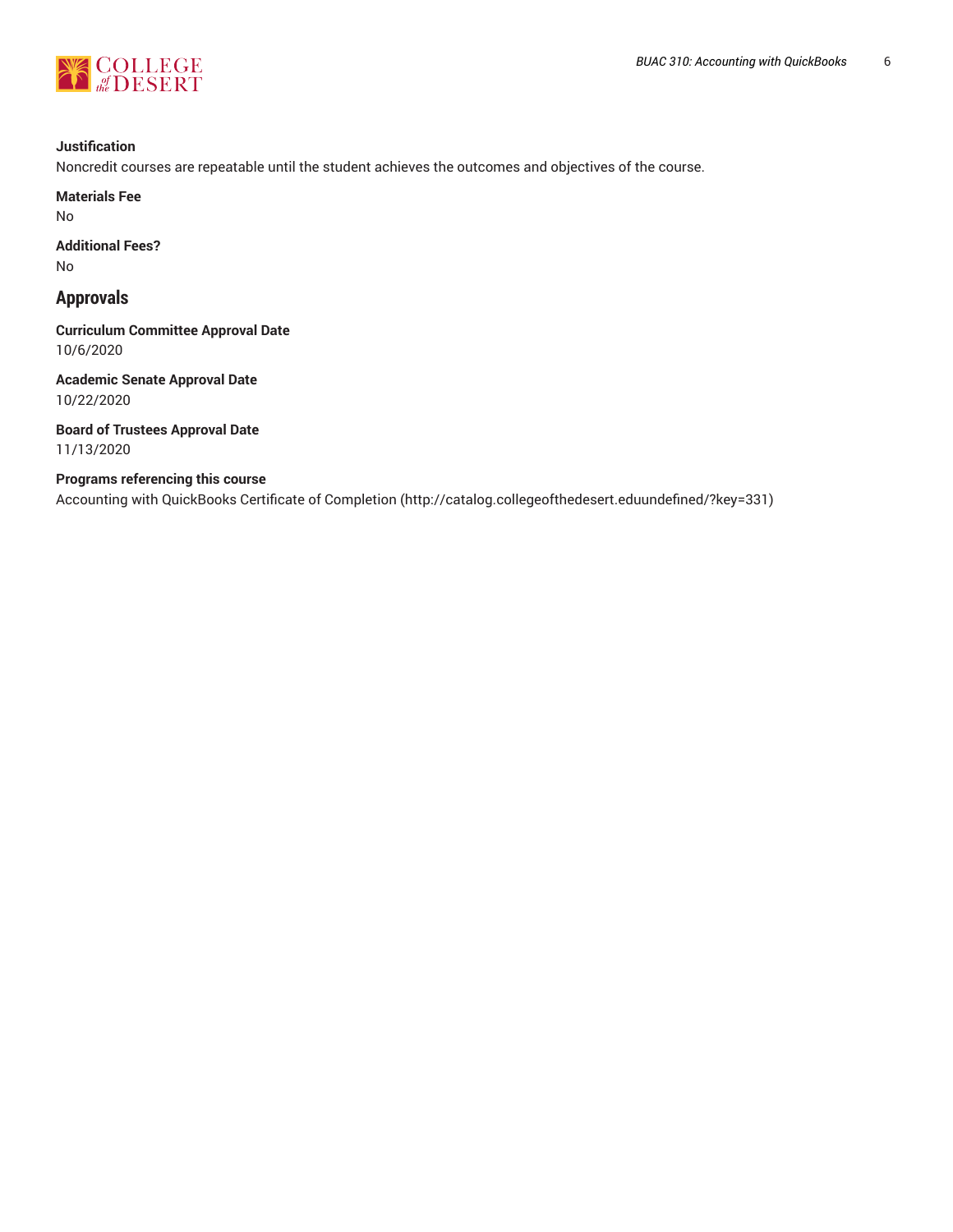**Justification**

Noncredit courses are repeatable until the student achieves the outcomes and objectives of the course.

**Materials Fee**

No

**Additional Fees?**

No

## Approvals

**Curriculum Committee Approval Date**

10/6/2020

**Academic Senate Approval Date**

10/22/2020

**Board of Trustees Approval Date**

11/13/2020

**Programs referencing this course**

Accounting with QuickBooks Certificate of Completion (http://catalog.collegeofthedesert.eduundefined/?key=331)